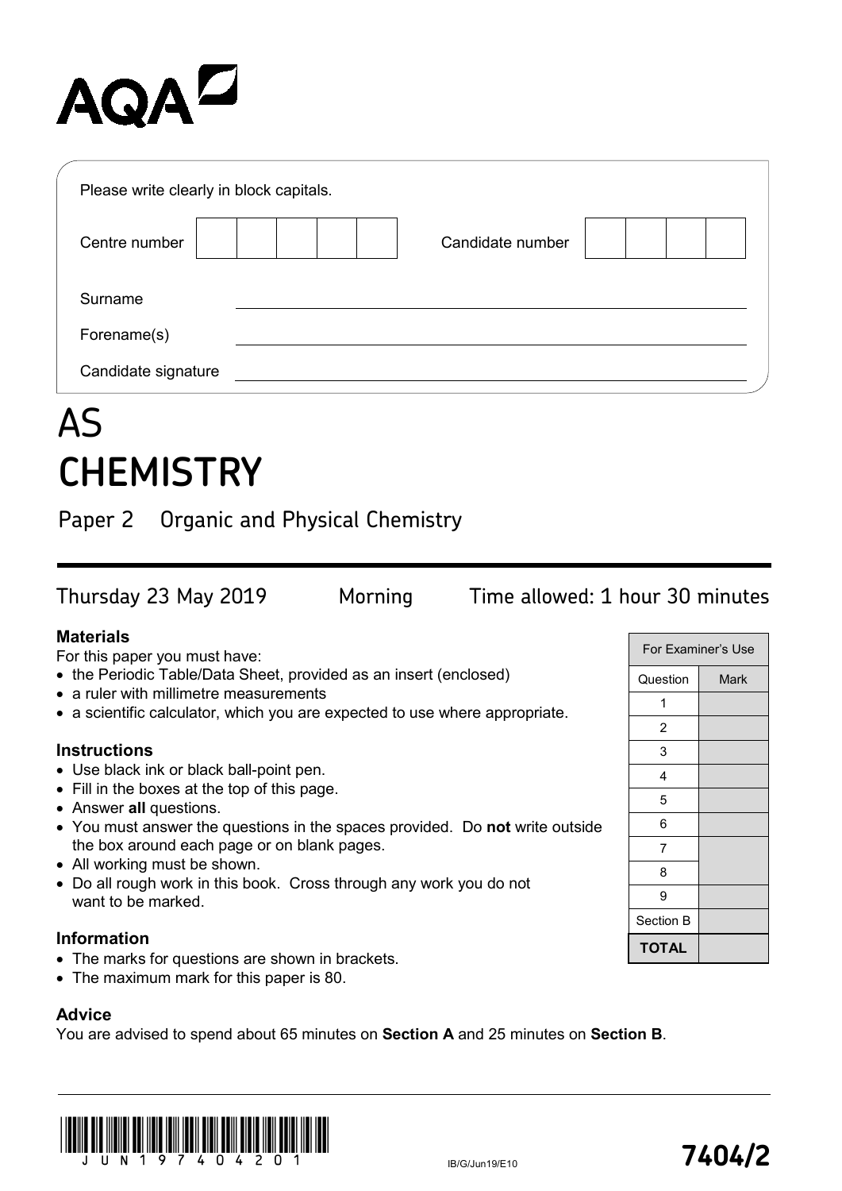AQA

Please write clearly in block capitals.

| Centre number | | | | | | Candidate number | | | | |
|---|---|---|---|---|---|---|---|---|---|---|

Surname ____________________

Forename(s) ____________________

Candidate signature ____________________

# AS CHEMISTRY

## Paper 2 Organic and Physical Chemistry

Thursday 23 May 2019 Morning Time allowed: 1 hour 30 minutes

### Materials

For this paper you must have:

- the Periodic Table/Data Sheet, provided as an insert (enclosed)
- a ruler with millimetre measurements
- a scientific calculator, which you are expected to use where appropriate.

### Instructions

- Use black ink or black ball-point pen.
- Fill in the boxes at the top of this page.
- Answer **all** questions.
- You must answer the questions in the spaces provided. Do **not** write outside the box around each page or on blank pages.
- All working must be shown.
- Do all rough work in this book. Cross through any work you do not want to be marked.

### Information

- The marks for questions are shown in brackets.
- The maximum mark for this paper is 80.

### Advice

You are advised to spend about 65 minutes on **Section A** and 25 minutes on **Section B**.

| For Examiner's Use | |
|---|---|
| Question | Mark |
| 1 | |
| 2 | |
| 3 | |
| 4 | |
| 5 | |
| 6 | |
| 7 | |
| 8 | |
| 9 | |
| Section B | |
| **TOTAL** | |

IB/G/Jun19/E10

**7404/2**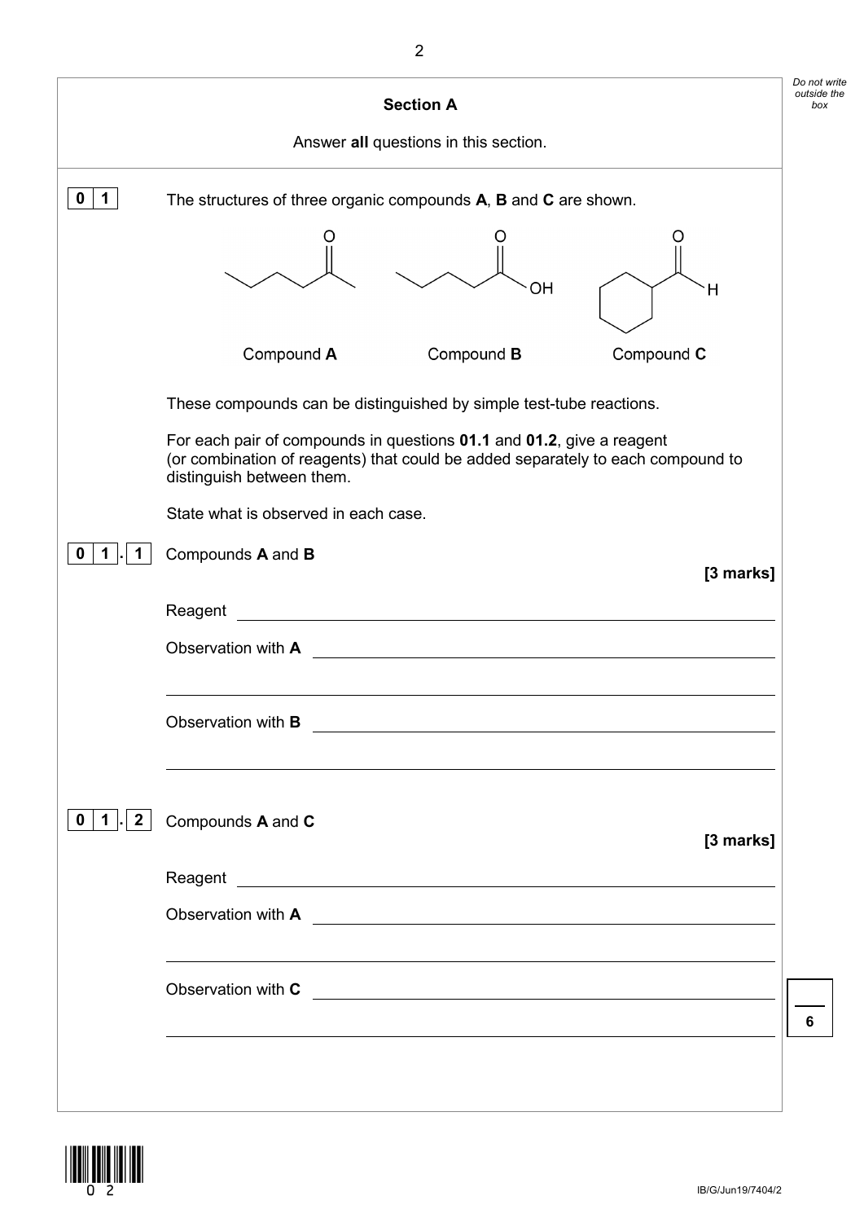## Section A

Answer **all** questions in this section.

**0 1** The structures of three organic compounds **A**, **B** and **C** are shown.

Compound **A** Compound **B** Compound **C**

These compounds can be distinguished by simple test-tube reactions.

For each pair of compounds in questions **01.1** and **01.2**, give a reagent (or combination of reagents) that could be added separately to each compound to distinguish between them.

State what is observed in each case.

**0 1 . 1** Compounds **A** and **B**

**[3 marks]**

Reagent ____________________________________________

Observation with **A** ____________________________________________

____________________________________________

Observation with **B** ____________________________________________

____________________________________________

**0 1 . 2** Compounds **A** and **C**

**[3 marks]**

Reagent ____________________________________________

Observation with **A** ____________________________________________

____________________________________________

Observation with **C** ____________________________________________

____________________________________________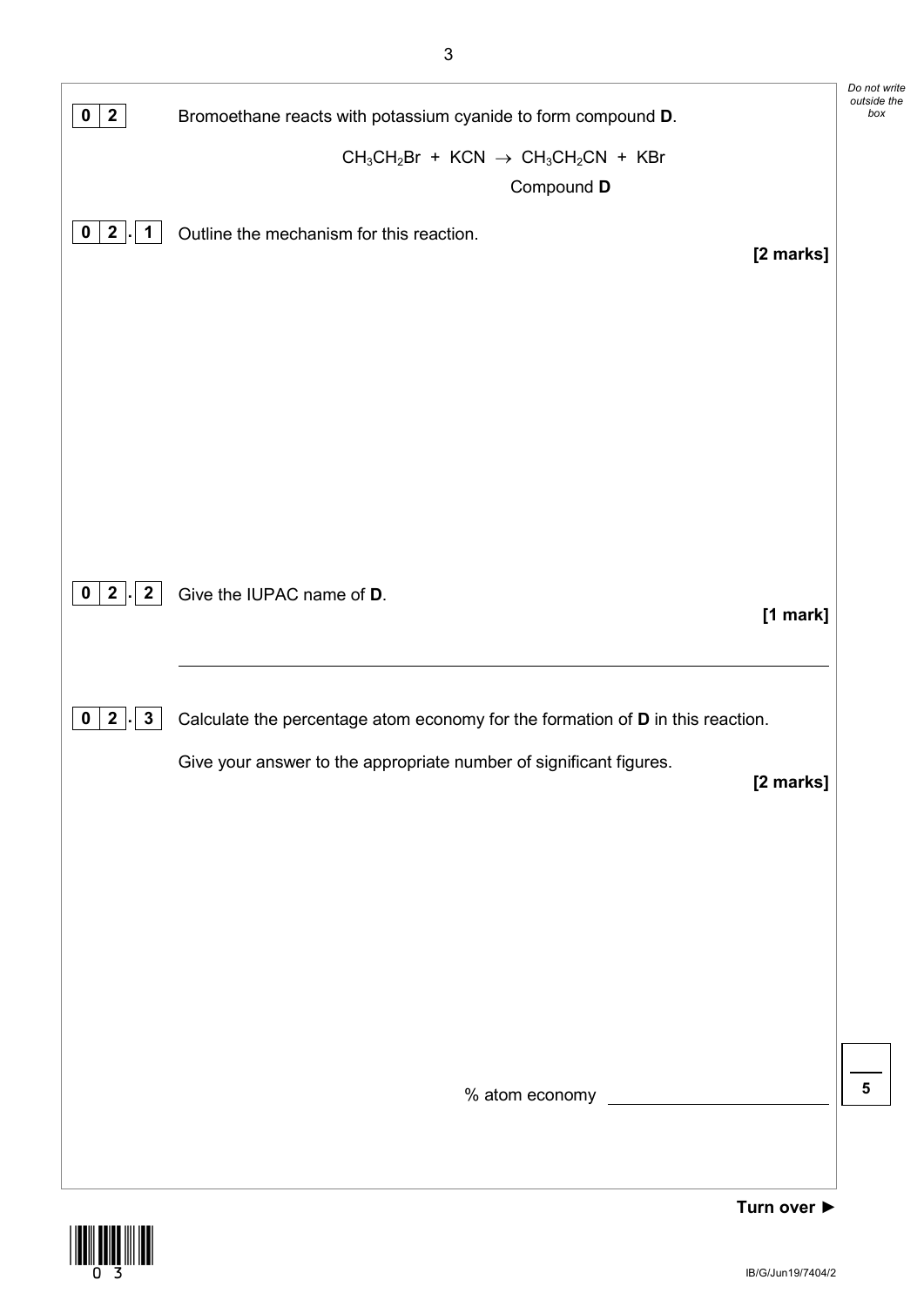**0 2** Bromoethane reacts with potassium cyanide to form compound **D**.

$$CH_3CH_2Br + KCN \rightarrow CH_3CH_2CN + KBr$$

Compound **D**

**0 2 . 1** Outline the mechanism for this reaction.

**[2 marks]**

**0 2 . 2** Give the IUPAC name of **D**.

**[1 mark]**

---

**0 2 . 3** Calculate the percentage atom economy for the formation of **D** in this reaction.

Give your answer to the appropriate number of significant figures.

**[2 marks]**

% atom economy \_\_\_\_\_\_\_\_\_\_\_\_\_\_\_\_\_\_\_\_

**Turn over ►**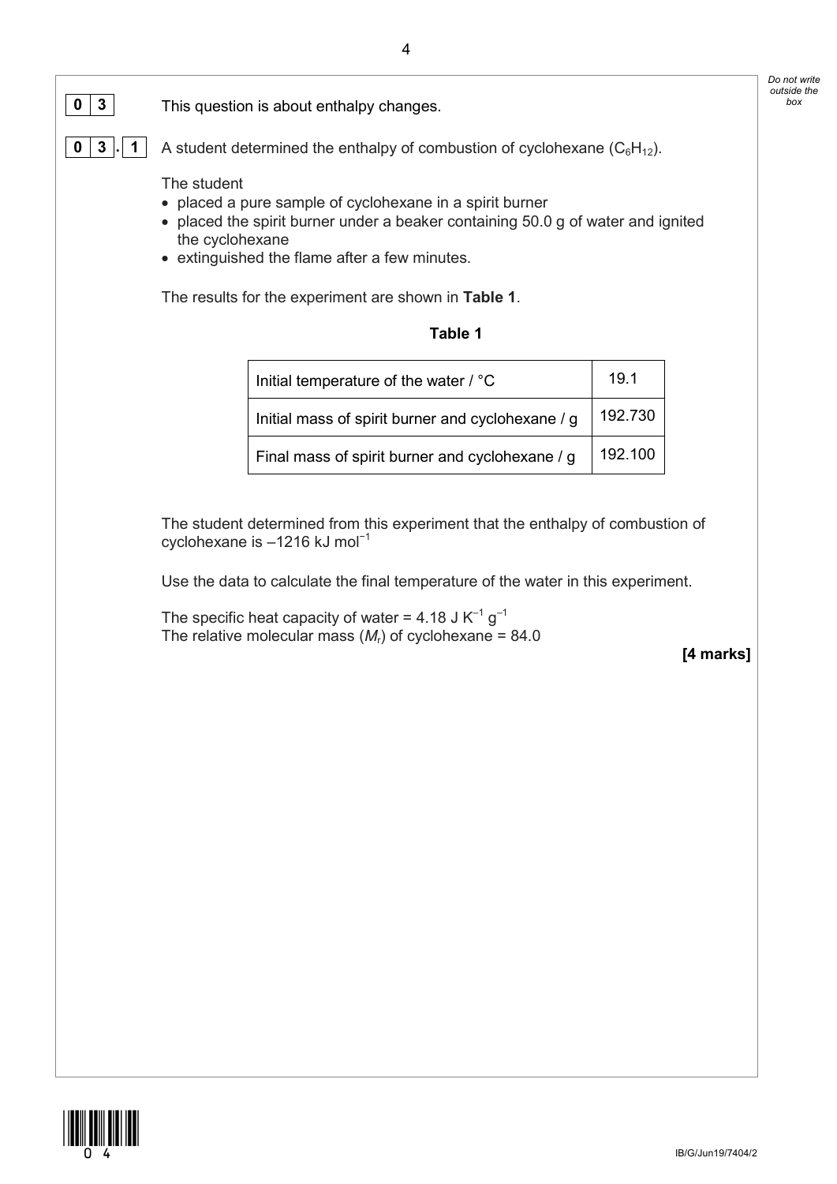**0 3** This question is about enthalpy changes.

**0 3 . 1** A student determined the enthalpy of combustion of cyclohexane ($C_6H_{12}$).

The student

- placed a pure sample of cyclohexane in a spirit burner
- placed the spirit burner under a beaker containing 50.0 g of water and ignited the cyclohexane
- extinguished the flame after a few minutes.

The results for the experiment are shown in **Table 1**.

**Table 1**

| | |
|---|---|
| Initial temperature of the water / °C | 19.1 |
| Initial mass of spirit burner and cyclohexane / g | 192.730 |
| Final mass of spirit burner and cyclohexane / g | 192.100 |

The student determined from this experiment that the enthalpy of combustion of cyclohexane is $-1216$ kJ mol$^{-1}$

Use the data to calculate the final temperature of the water in this experiment.

The specific heat capacity of water = 4.18 J K$^{-1}$ g$^{-1}$
The relative molecular mass ($M_r$) of cyclohexane = 84.0

**[4 marks]**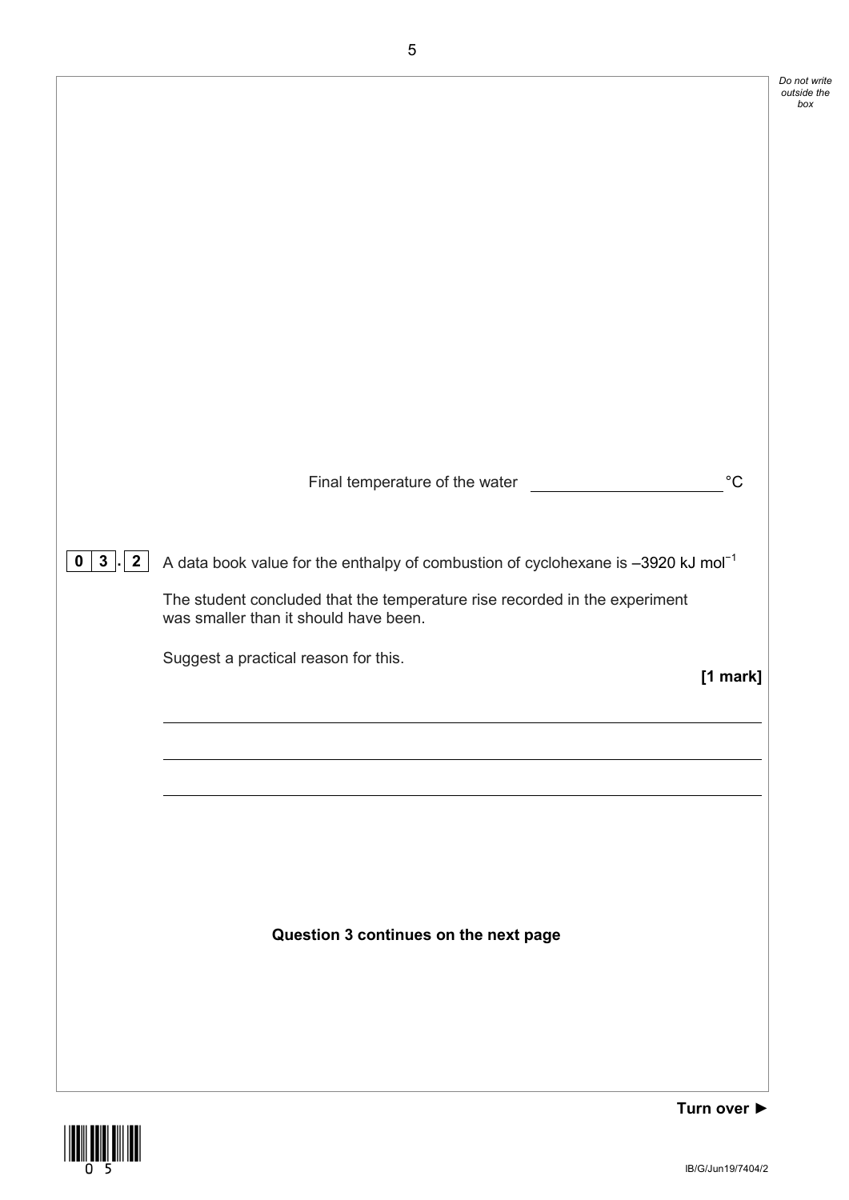Final temperature of the water ____________ °C

**0 3 . 2** A data book value for the enthalpy of combustion of cyclohexane is $-3920\ kJ\ mol^{-1}$

The student concluded that the temperature rise recorded in the experiment was smaller than it should have been.

Suggest a practical reason for this.

**[1 mark]**

______________________________________________________________________

______________________________________________________________________

______________________________________________________________________

**Question 3 continues on the next page**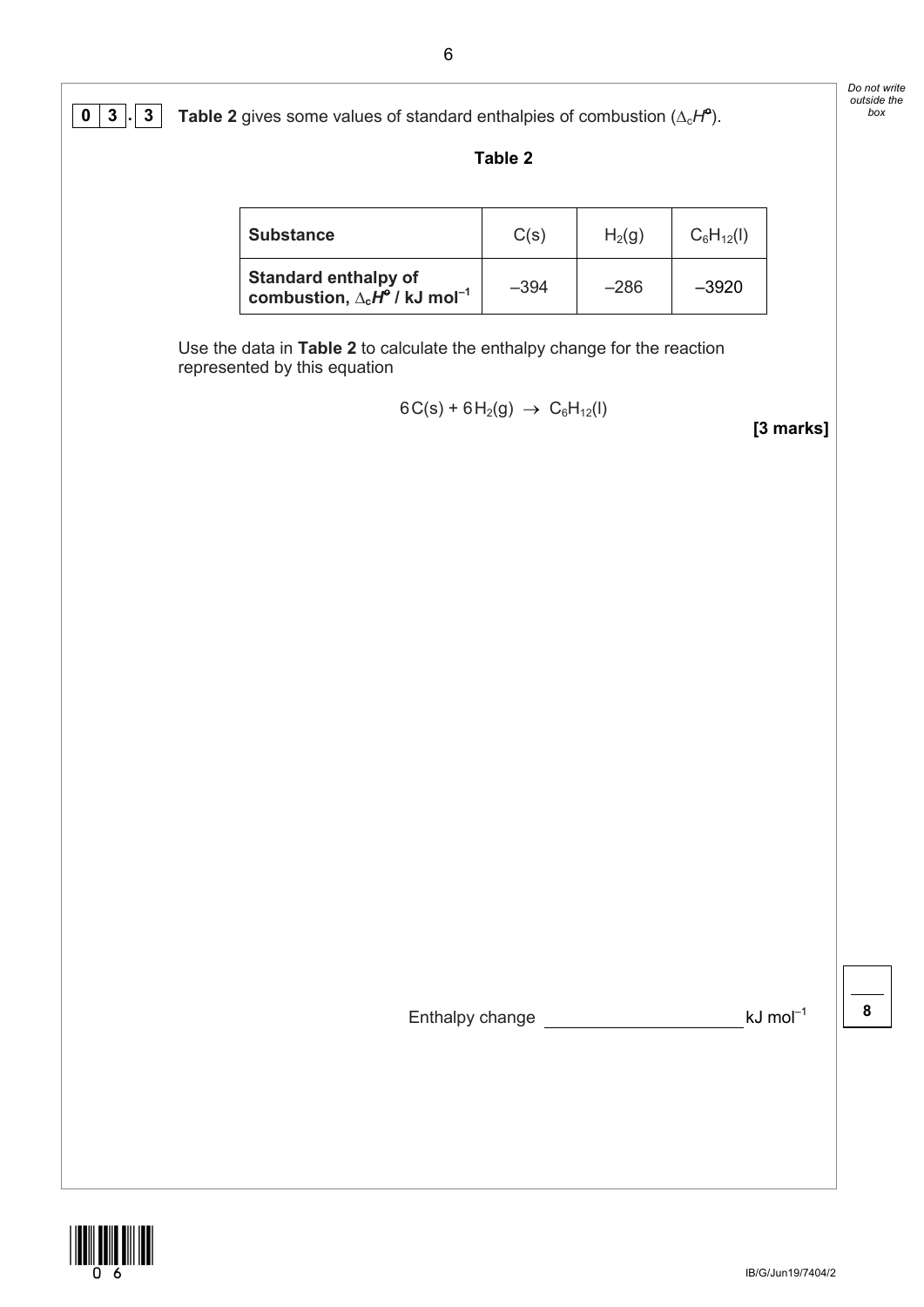**0 3 . 3** **Table 2** gives some values of standard enthalpies of combustion ($\Delta_c H^{\circ}$).

**Table 2**

| **Substance** | $C(s)$ | $H_2(g)$ | $C_6H_{12}(l)$ |
|---|---|---|---|
| **Standard enthalpy of combustion, $\Delta_c H^{\circ}$ / kJ mol$^{-1}$** | –394 | –286 | –3920 |

Use the data in **Table 2** to calculate the enthalpy change for the reaction represented by this equation

$$6C(s) + 6H_2(g) \rightarrow C_6H_{12}(l)$$

**[3 marks]**

Enthalpy change ____________________ kJ mol$^{-1}$

8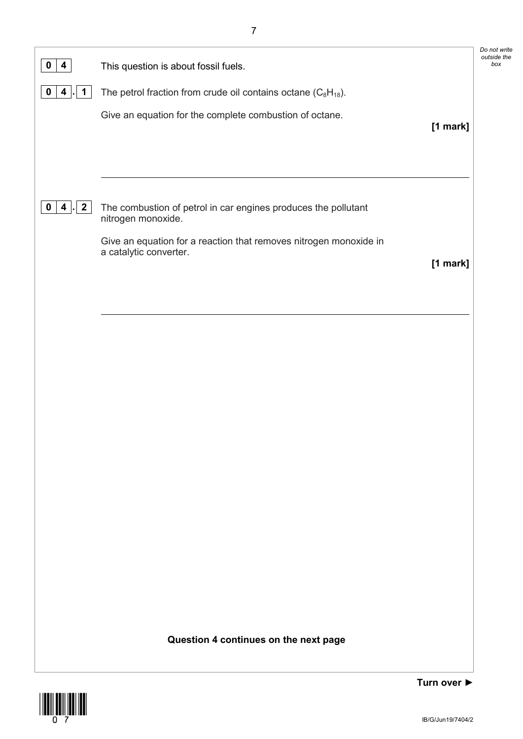**0 4** This question is about fossil fuels.

**0 4 . 1** The petrol fraction from crude oil contains octane ($C_8H_{18}$).

Give an equation for the complete combustion of octane.

**[1 mark]**

---

**0 4 . 2** The combustion of petrol in car engines produces the pollutant nitrogen monoxide.

Give an equation for a reaction that removes nitrogen monoxide in a catalytic converter.

**[1 mark]**

---

**Question 4 continues on the next page**

**Turn over ►**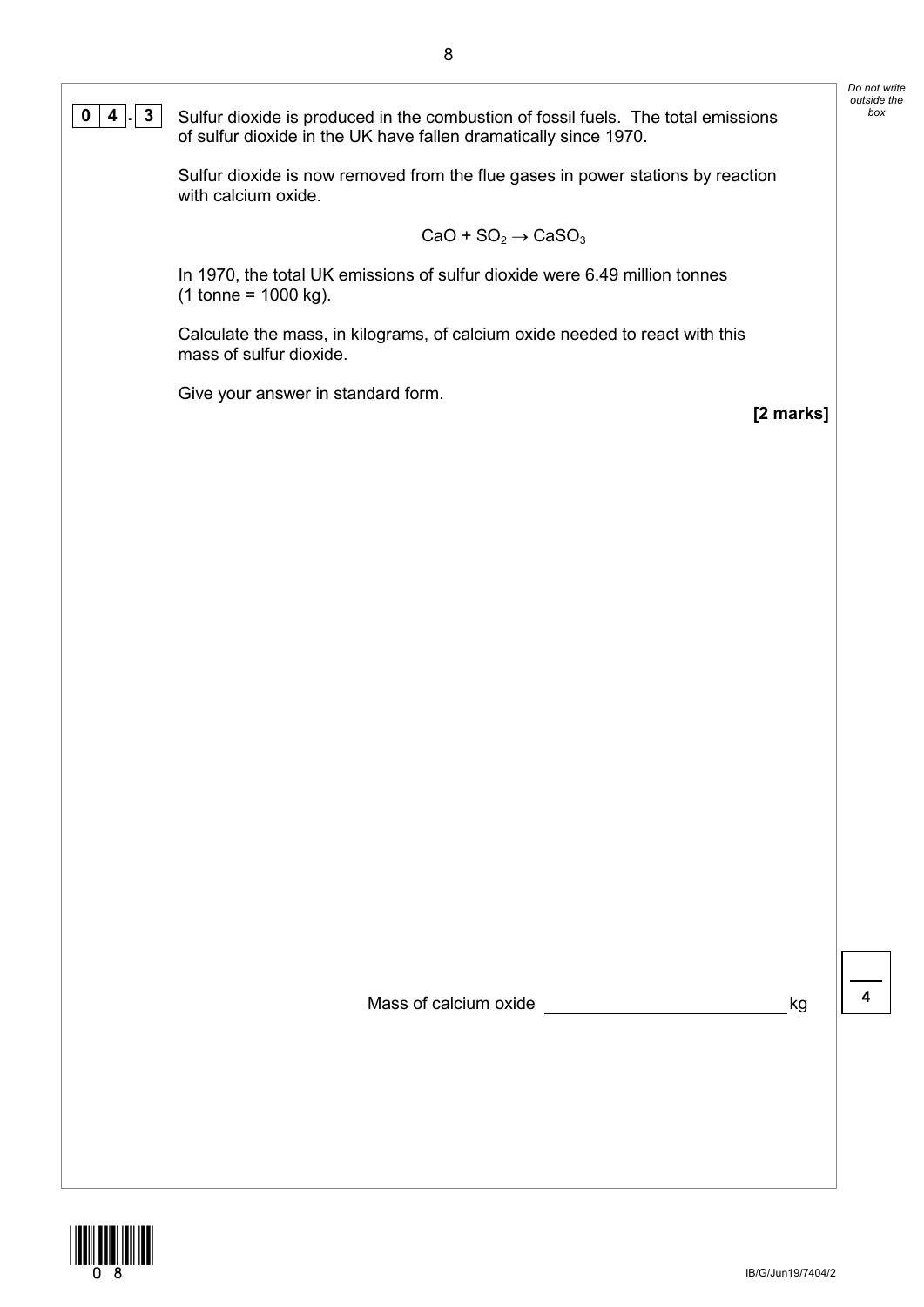**0 4 . 3** Sulfur dioxide is produced in the combustion of fossil fuels. The total emissions of sulfur dioxide in the UK have fallen dramatically since 1970.

Sulfur dioxide is now removed from the flue gases in power stations by reaction with calcium oxide.

$$CaO + SO_2 \rightarrow CaSO_3$$

In 1970, the total UK emissions of sulfur dioxide were 6.49 million tonnes (1 tonne = 1000 kg).

Calculate the mass, in kilograms, of calcium oxide needed to react with this mass of sulfur dioxide.

Give your answer in standard form.

**[2 marks]**

Mass of calcium oxide ________________________ kg

**4**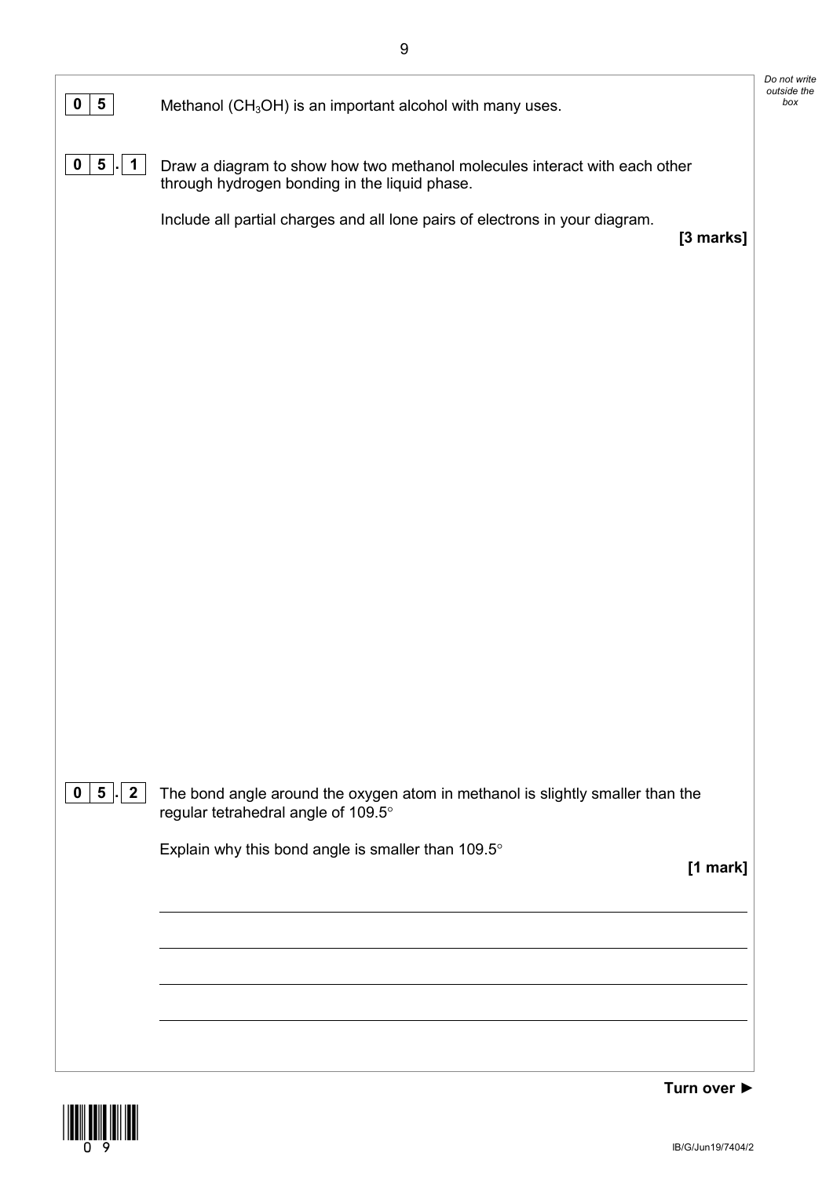**0 5** Methanol ($CH_3OH$) is an important alcohol with many uses.

**0 5 . 1** Draw a diagram to show how two methanol molecules interact with each other through hydrogen bonding in the liquid phase.

Include all partial charges and all lone pairs of electrons in your diagram.

**[3 marks]**

**0 5 . 2** The bond angle around the oxygen atom in methanol is slightly smaller than the regular tetrahedral angle of 109.5°

Explain why this bond angle is smaller than 109.5°

**[1 mark]**

______________________________________________________________________

______________________________________________________________________

______________________________________________________________________

______________________________________________________________________

**Turn over ►**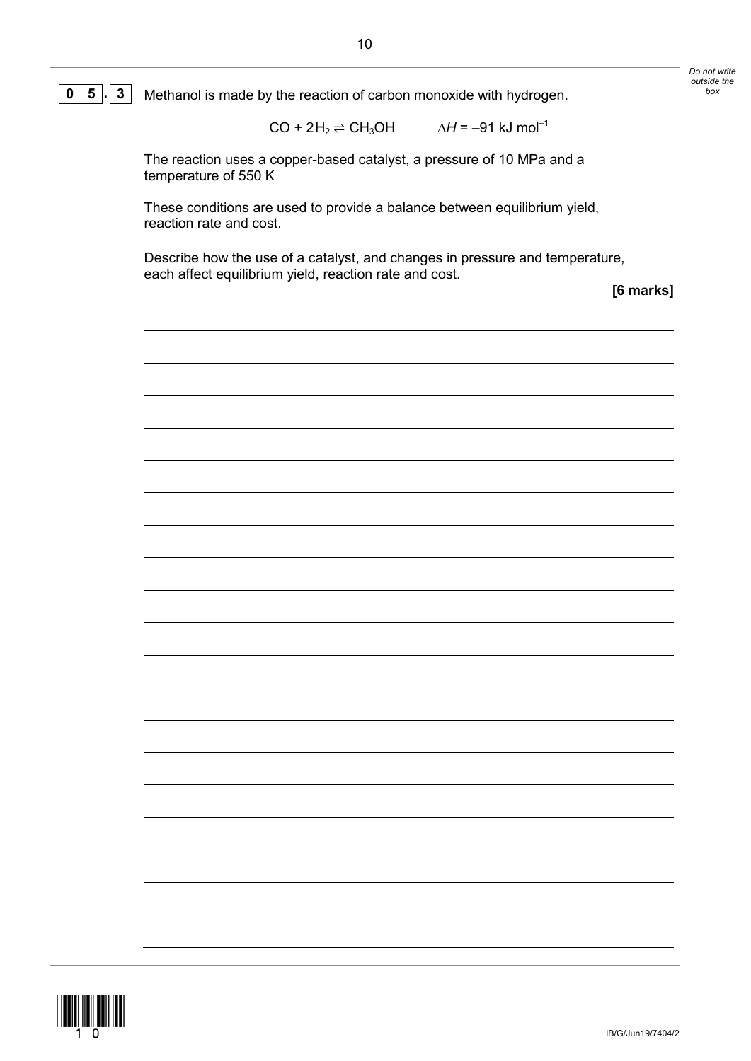**0 5 . 3** Methanol is made by the reaction of carbon monoxide with hydrogen.

$$CO + 2H_2 \rightleftharpoons CH_3OH \qquad \Delta H = -91 \text{ kJ mol}^{-1}$$

The reaction uses a copper-based catalyst, a pressure of 10 MPa and a temperature of 550 K

These conditions are used to provide a balance between equilibrium yield, reaction rate and cost.

Describe how the use of a catalyst, and changes in pressure and temperature, each affect equilibrium yield, reaction rate and cost.

**[6 marks]**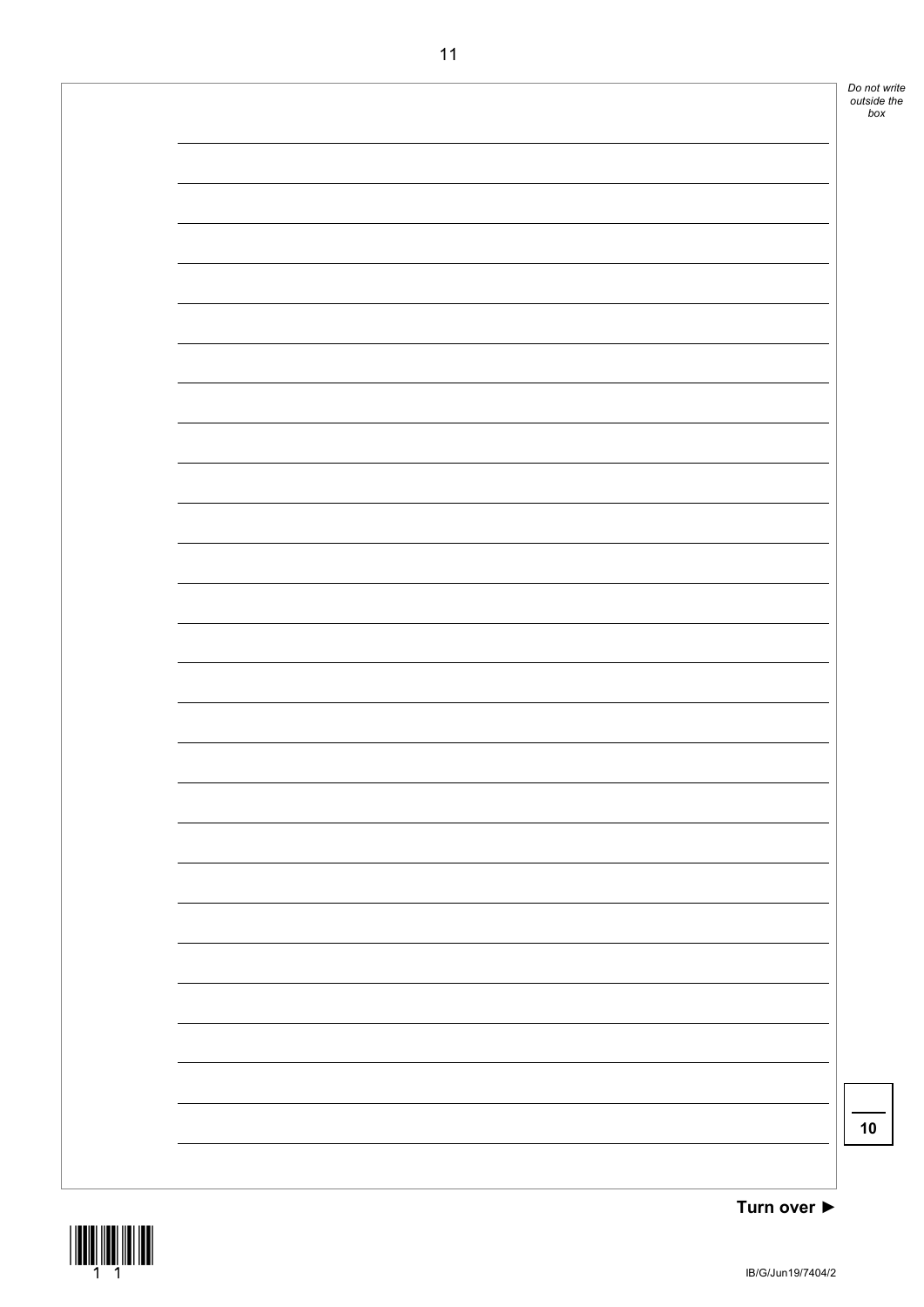10

Turn over ►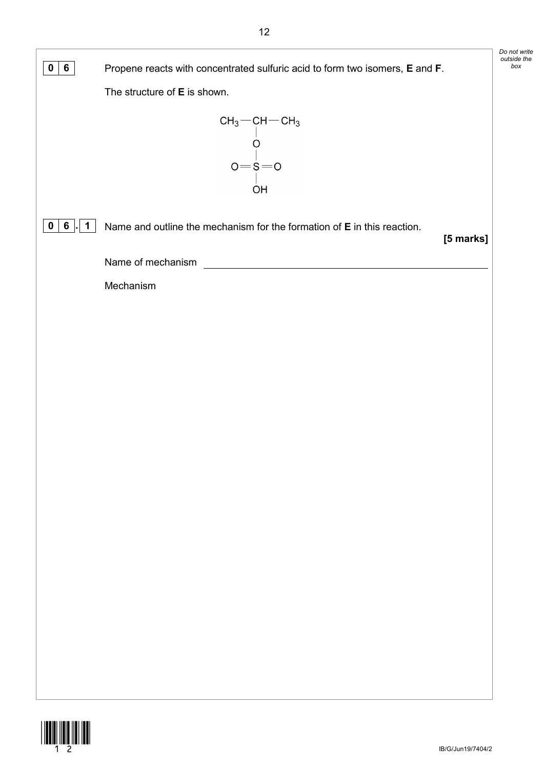**0 6** Propene reacts with concentrated sulfuric acid to form two isomers, **E** and **F**.

The structure of **E** is shown.

$$\begin{array}{c} CH_3 - CH - CH_3 \\ | \\ O \\ | \\ O = S = O \\ | \\ OH \end{array}$$

**0 6 . 1** Name and outline the mechanism for the formation of **E** in this reaction.

**[5 marks]**

Name of mechanism ____________________________________________

Mechanism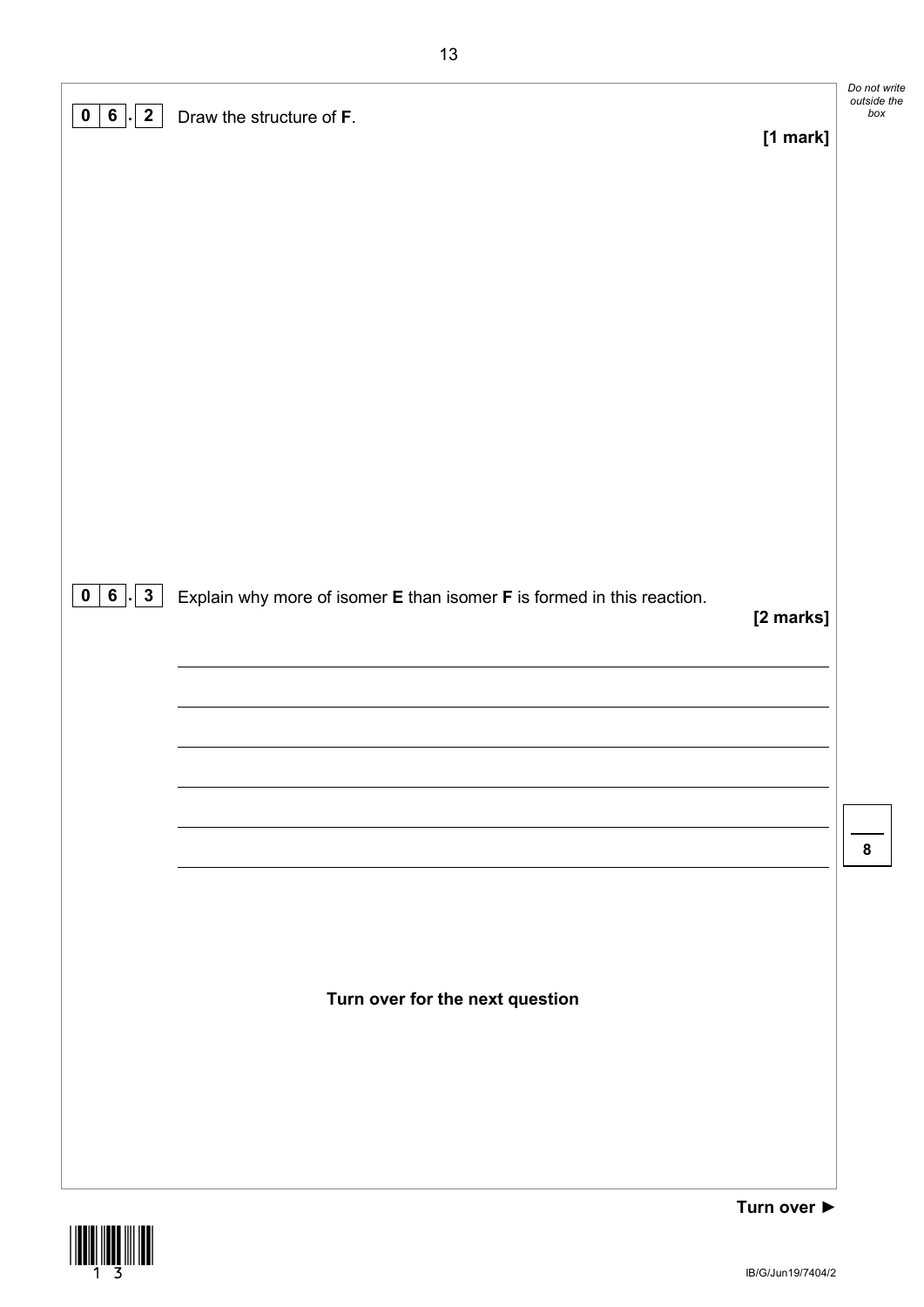**0 6 . 2** Draw the structure of **F**.

**[1 mark]**

**0 6 . 3** Explain why more of isomer **E** than isomer **F** is formed in this reaction.

**[2 marks]**

**Turn over for the next question**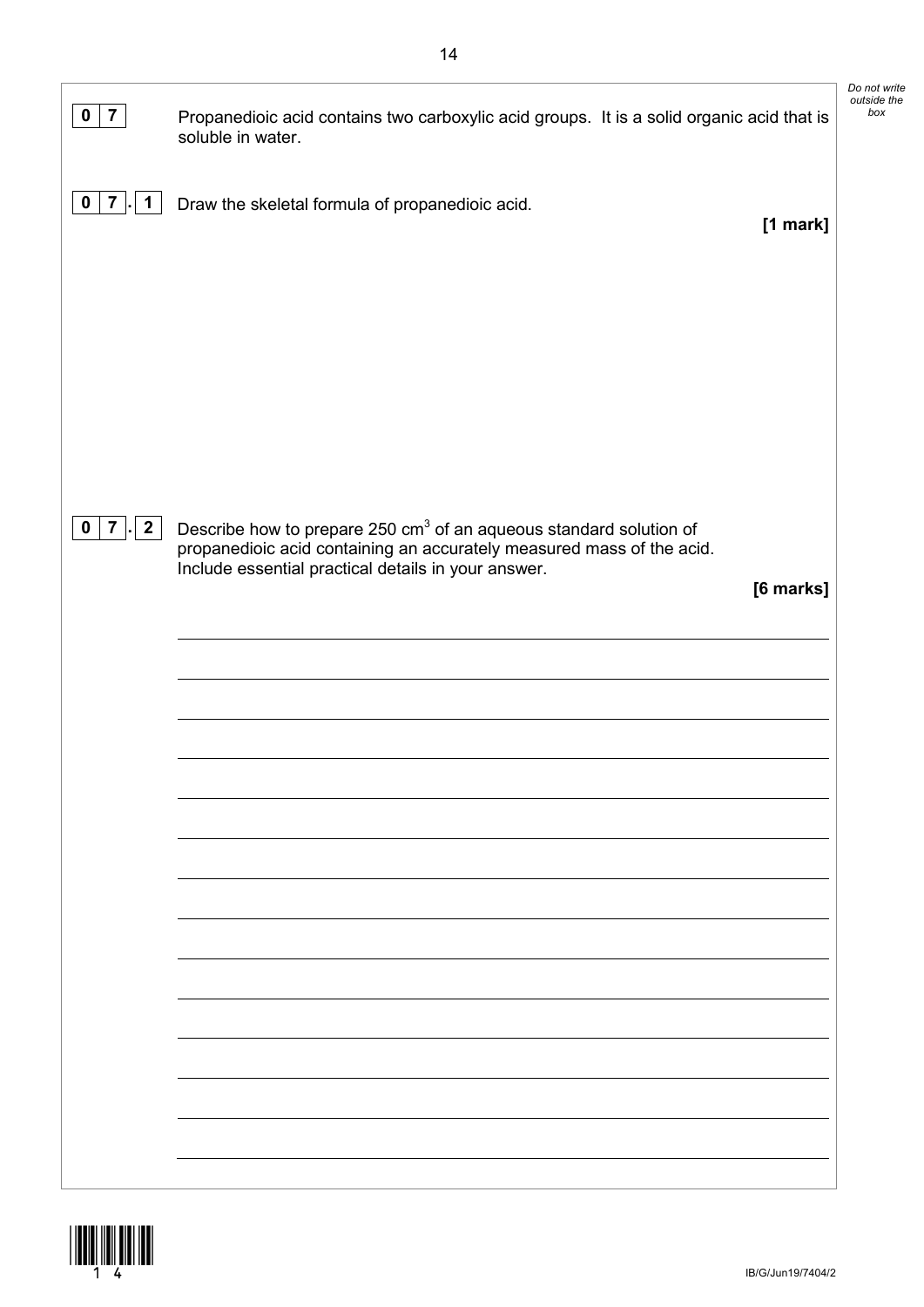**0 7** Propanedioic acid contains two carboxylic acid groups. It is a solid organic acid that is soluble in water.

**0 7 . 1** Draw the skeletal formula of propanedioic acid.

**[1 mark]**

**0 7 . 2** Describe how to prepare 250 $cm^3$ of an aqueous standard solution of propanedioic acid containing an accurately measured mass of the acid.
Include essential practical details in your answer.

**[6 marks]**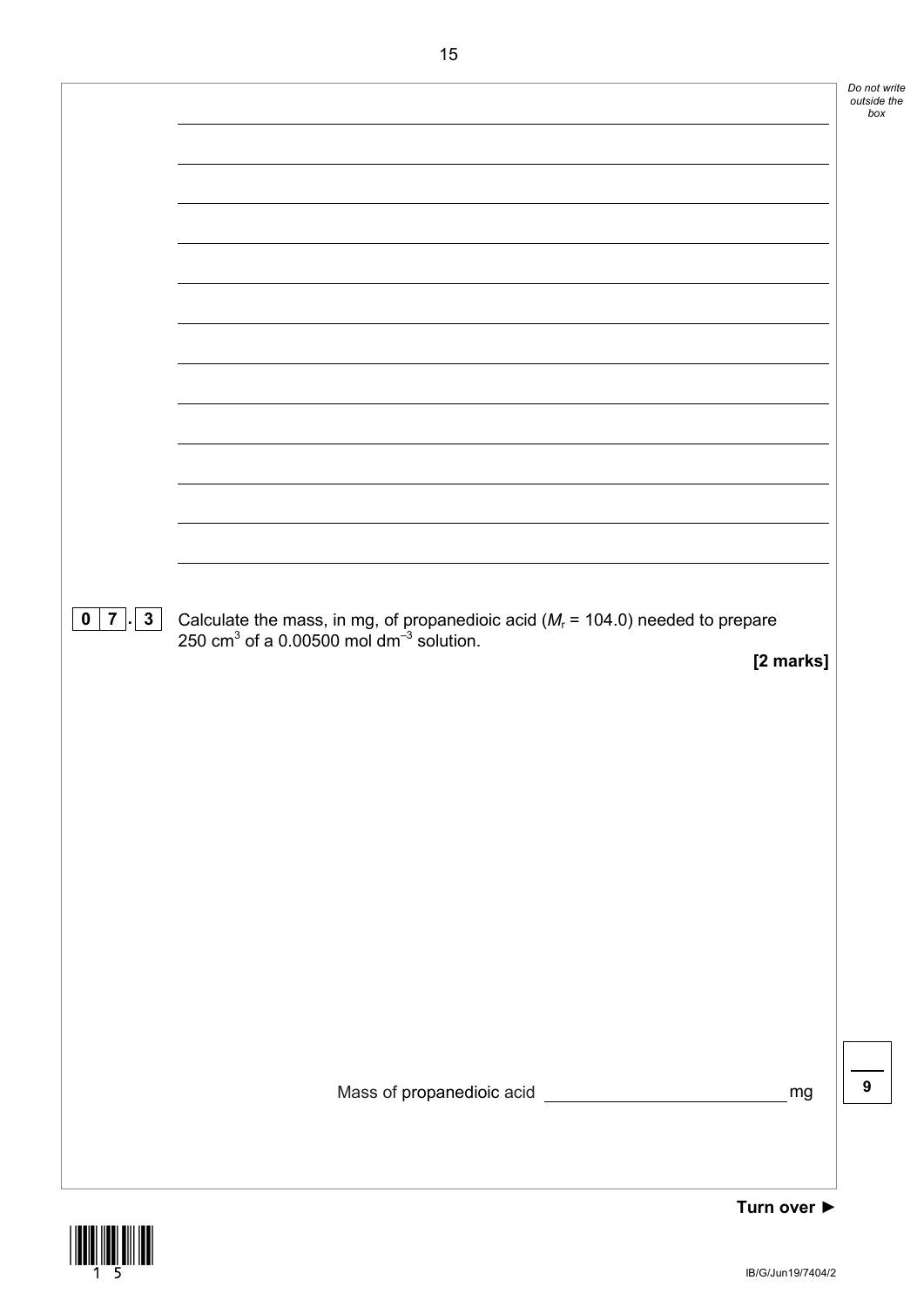**0 7 . 3** Calculate the mass, in mg, of propanedioic acid ($M_r$ = 104.0) needed to prepare 250 $cm^3$ of a 0.00500 mol $dm^{-3}$ solution.

**[2 marks]**

Mass of propanedioic acid ____________________ mg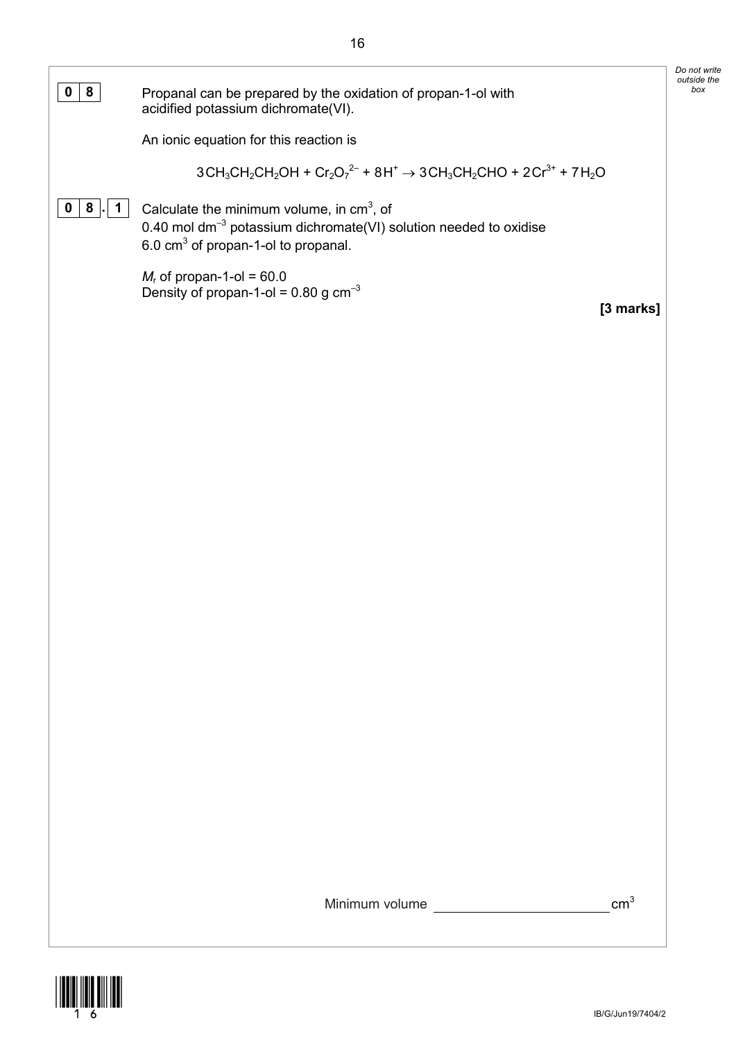**0 8** Propanal can be prepared by the oxidation of propan-1-ol with acidified potassium dichromate(VI).

An ionic equation for this reaction is

$$3CH_3CH_2CH_2OH + Cr_2O_7^{2-} + 8H^+ \rightarrow 3CH_3CH_2CHO + 2Cr^{3+} + 7H_2O$$

**0 8 . 1** Calculate the minimum volume, in $cm^3$, of $0.40\ mol\ dm^{-3}$ potassium dichromate(VI) solution needed to oxidise $6.0\ cm^3$ of propan-1-ol to propanal.

$M_r$ of propan-1-ol = 60.0
Density of propan-1-ol = $0.80\ g\ cm^{-3}$

**[3 marks]**

Minimum volume ____________________ $cm^3$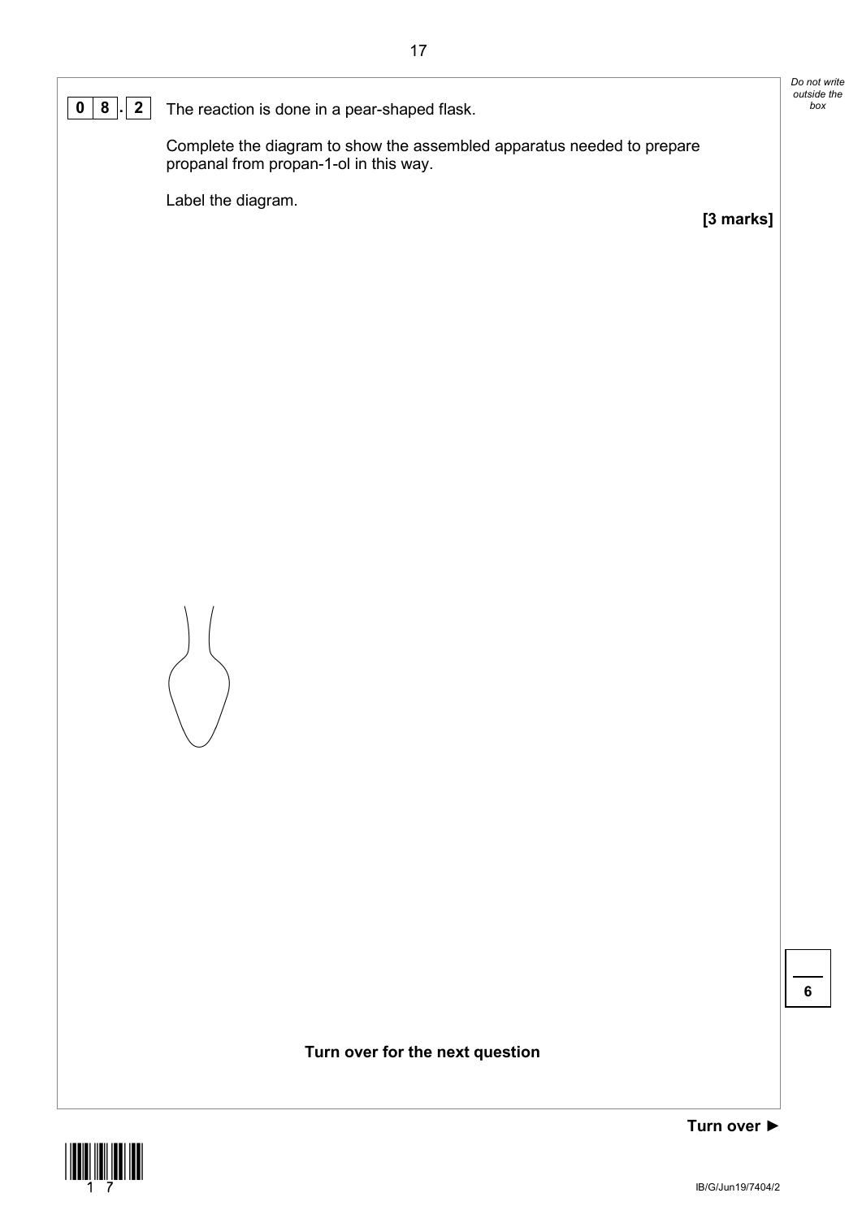**0 8 . 2** The reaction is done in a pear-shaped flask.

Complete the diagram to show the assembled apparatus needed to prepare propanal from propan-1-ol in this way.

Label the diagram.

**[3 marks]**

**Turn over for the next question**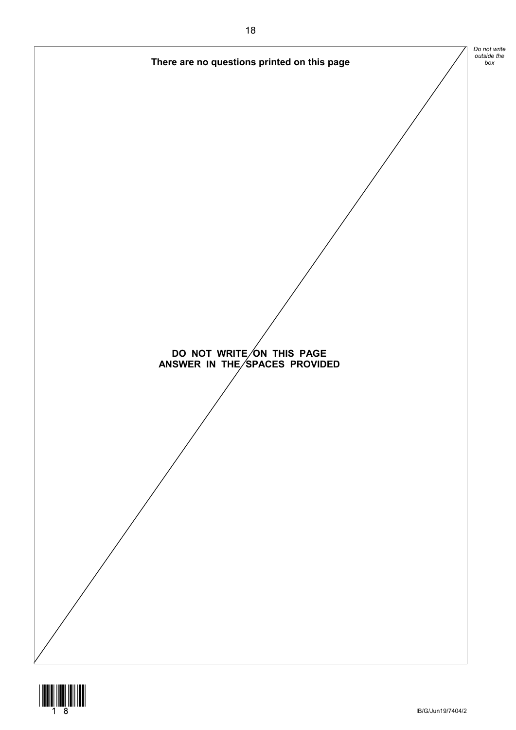**There are no questions printed on this page**

**DO NOT WRITE ON THIS PAGE**
**ANSWER IN THE SPACES PROVIDED**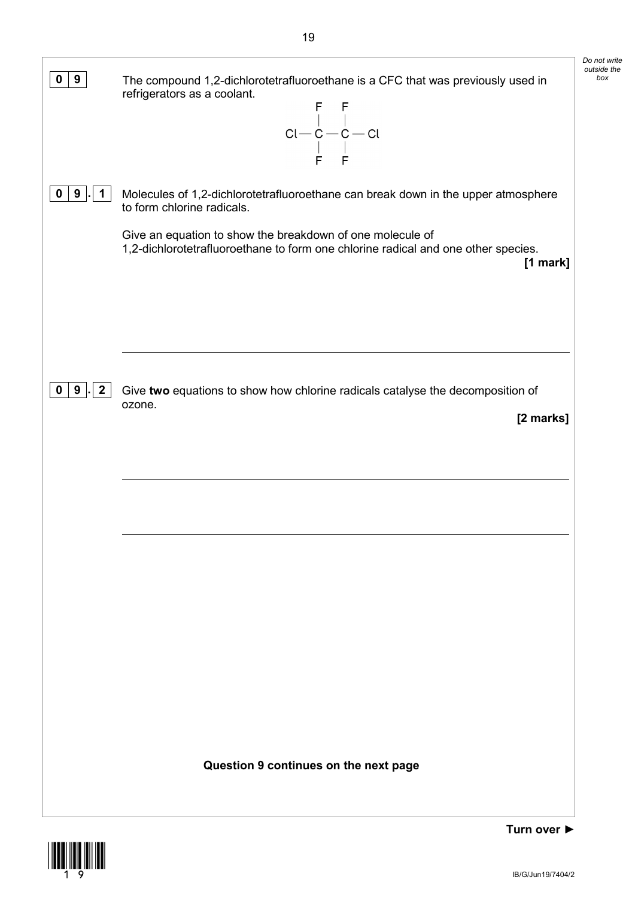**0 9** The compound 1,2-dichlorotetrafluoroethane is a CFC that was previously used in refrigerators as a coolant.

```
        F   F
        |   |
   Cl — C — C — Cl
        |   |
        F   F
```

**0 9 . 1** Molecules of 1,2-dichlorotetrafluoroethane can break down in the upper atmosphere to form chlorine radicals.

Give an equation to show the breakdown of one molecule of 1,2-dichlorotetrafluoroethane to form one chlorine radical and one other species.

**[1 mark]**

______________________________________________________________________

**0 9 . 2** Give **two** equations to show how chlorine radicals catalyse the decomposition of ozone.

**[2 marks]**

______________________________________________________________________

______________________________________________________________________

**Question 9 continues on the next page**

**Turn over ►**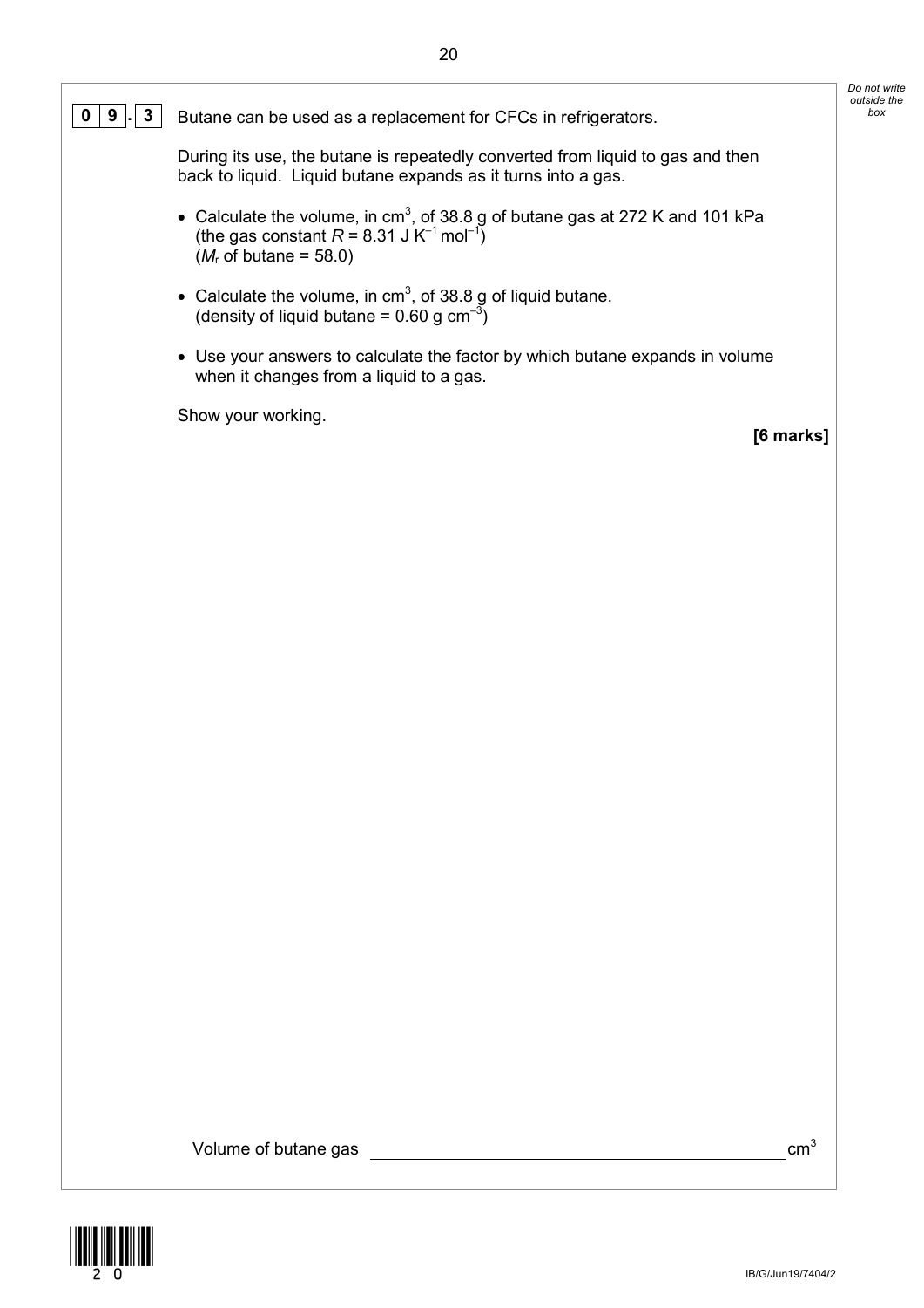**0 9 . 3** Butane can be used as a replacement for CFCs in refrigerators.

During its use, the butane is repeatedly converted from liquid to gas and then back to liquid. Liquid butane expands as it turns into a gas.

- Calculate the volume, in $cm^3$, of 38.8 g of butane gas at 272 K and 101 kPa (the gas constant $R = 8.31$ J $K^{-1}$ $mol^{-1}$) ($M_r$ of butane = 58.0)
- Calculate the volume, in $cm^3$, of 38.8 g of liquid butane. (density of liquid butane = 0.60 g $cm^{-3}$)
- Use your answers to calculate the factor by which butane expands in volume when it changes from a liquid to a gas.

Show your working.

**[6 marks]**

Volume of butane gas ______________________ $cm^3$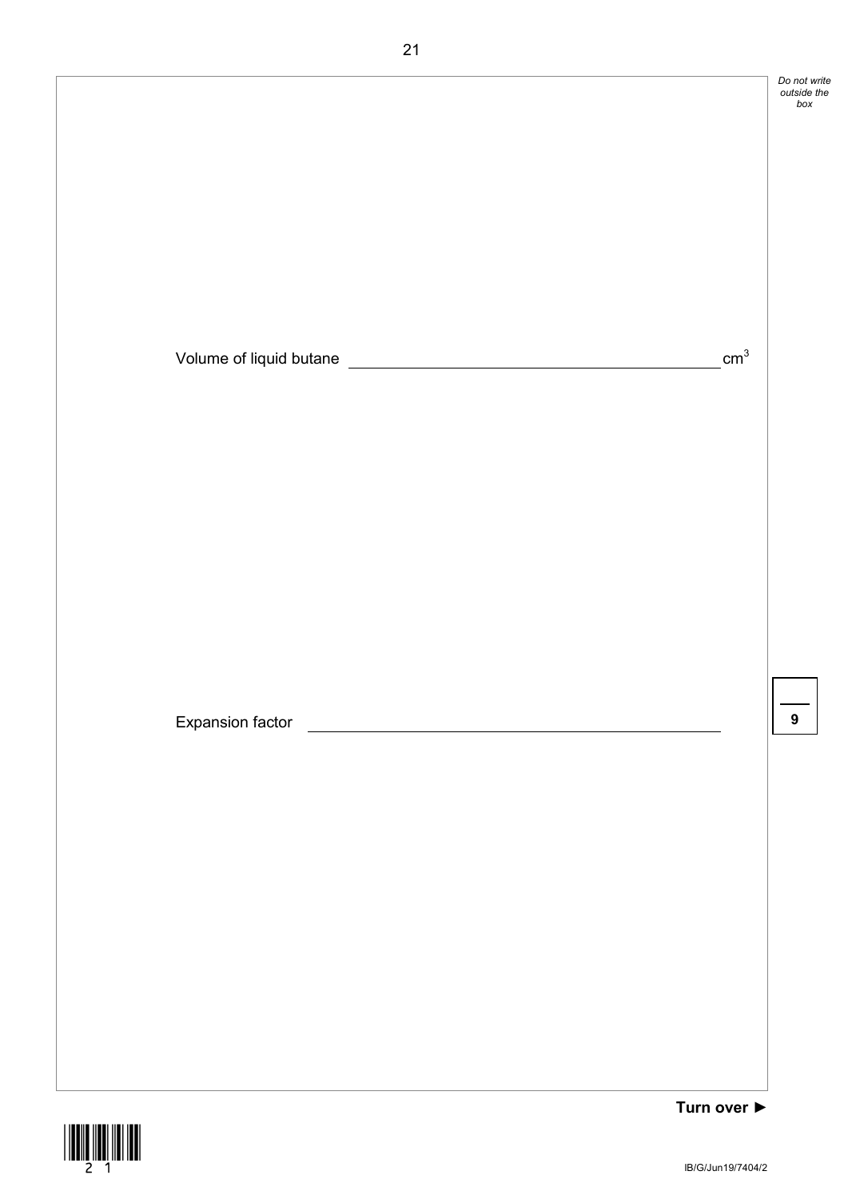Volume of liquid butane ______________________ $cm^3$

Expansion factor ______________________

9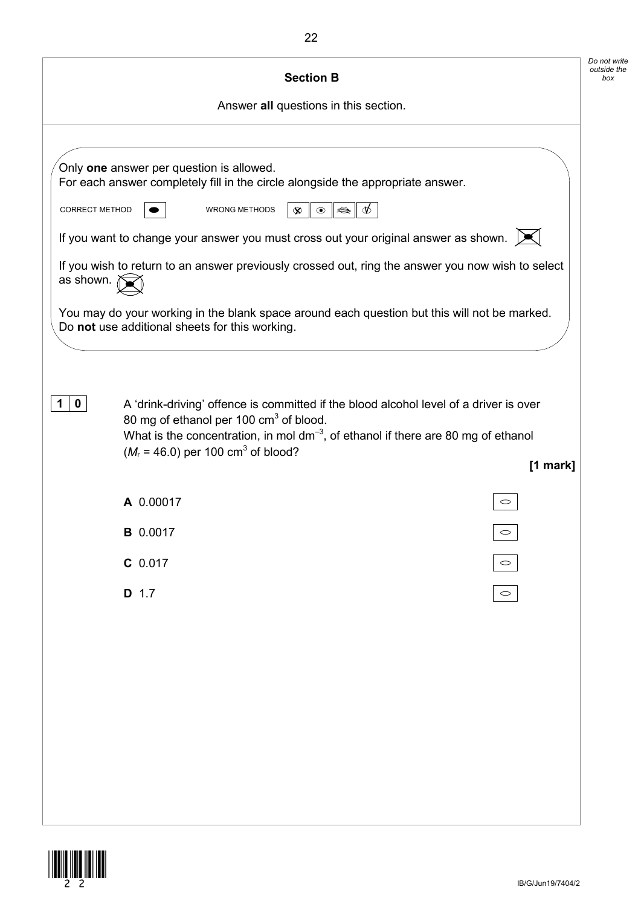## Section B

Answer **all** questions in this section.

Only **one** answer per question is allowed.
For each answer completely fill in the circle alongside the appropriate answer.

CORRECT METHOD &nbsp;&nbsp;&nbsp;&nbsp; WRONG METHODS

If you want to change your answer you must cross out your original answer as shown.

If you wish to return to an answer previously crossed out, ring the answer you now wish to select as shown.

You may do your working in the blank space around each question but this will not be marked.
Do **not** use additional sheets for this working.

**1 0** A 'drink-driving' offence is committed if the blood alcohol level of a driver is over 80 mg of ethanol per 100 $cm^3$ of blood.
What is the concentration, in mol $dm^{-3}$, of ethanol if there are 80 mg of ethanol ($M_r$ = 46.0) per 100 $cm^3$ of blood?

**[1 mark]**

**A** 0.00017 ○

**B** 0.0017 ○

**C** 0.017 ○

**D** 1.7 ○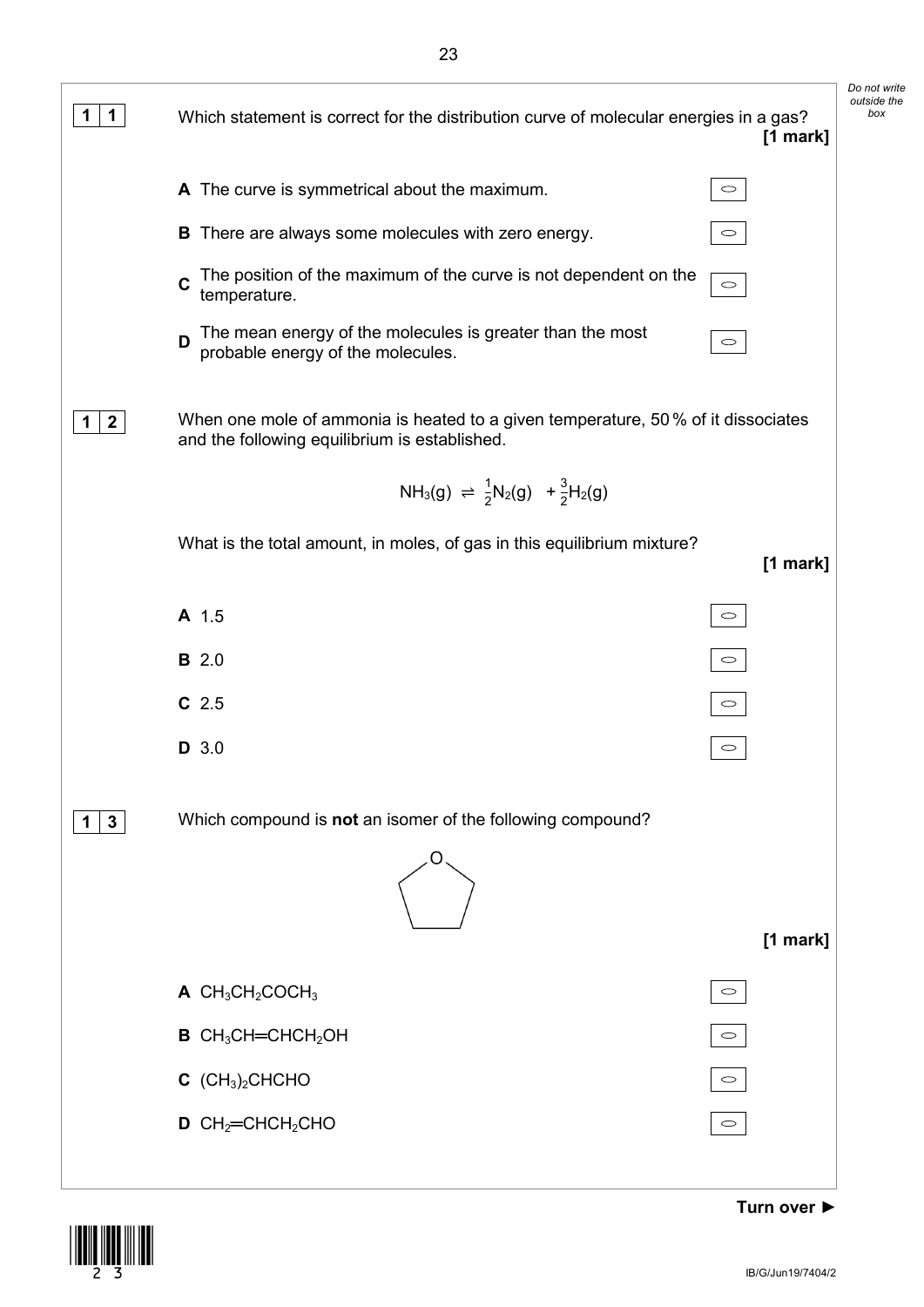**1 1** Which statement is correct for the distribution curve of molecular energies in a gas?

**[1 mark]**

**A** The curve is symmetrical about the maximum.

**B** There are always some molecules with zero energy.

**C** The position of the maximum of the curve is not dependent on the temperature.

**D** The mean energy of the molecules is greater than the most probable energy of the molecules.

**1 2** When one mole of ammonia is heated to a given temperature, 50 % of it dissociates and the following equilibrium is established.

$$NH_3(g) \rightleftharpoons \tfrac{1}{2}N_2(g) + \tfrac{3}{2}H_2(g)$$

What is the total amount, in moles, of gas in this equilibrium mixture?

**[1 mark]**

**A** 1.5

**B** 2.0

**C** 2.5

**D** 3.0

**1 3** Which compound is **not** an isomer of the following compound?

(structure: five-membered ring containing one O atom)

**[1 mark]**

**A** $CH_3CH_2COCH_3$

**B** $CH_3CH{=}CHCH_2OH$

**C** $(CH_3)_2CHCHO$

**D** $CH_2{=}CHCH_2CHO$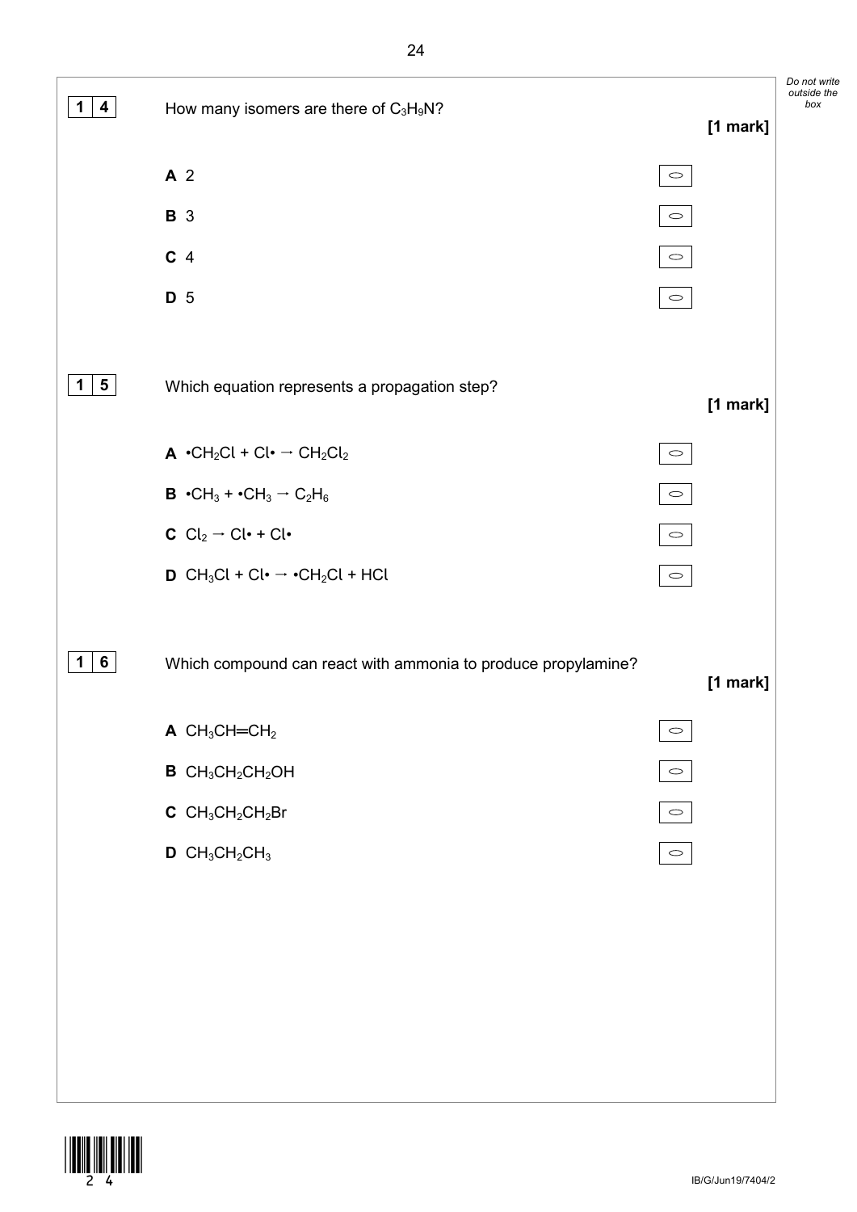**1 4** How many isomers are there of $C_3H_9N$?

**[1 mark]**

**A** 2

**B** 3

**C** 4

**D** 5

**1 5** Which equation represents a propagation step?

**[1 mark]**

**A** $\bullet CH_2Cl + Cl\bullet \rightarrow CH_2Cl_2$

**B** $\bullet CH_3 + \bullet CH_3 \rightarrow C_2H_6$

**C** $Cl_2 \rightarrow Cl\bullet + Cl\bullet$

**D** $CH_3Cl + Cl\bullet \rightarrow \bullet CH_2Cl + HCl$

**1 6** Which compound can react with ammonia to produce propylamine?

**[1 mark]**

**A** $CH_3CH{=}CH_2$

**B** $CH_3CH_2CH_2OH$

**C** $CH_3CH_2CH_2Br$

**D** $CH_3CH_2CH_3$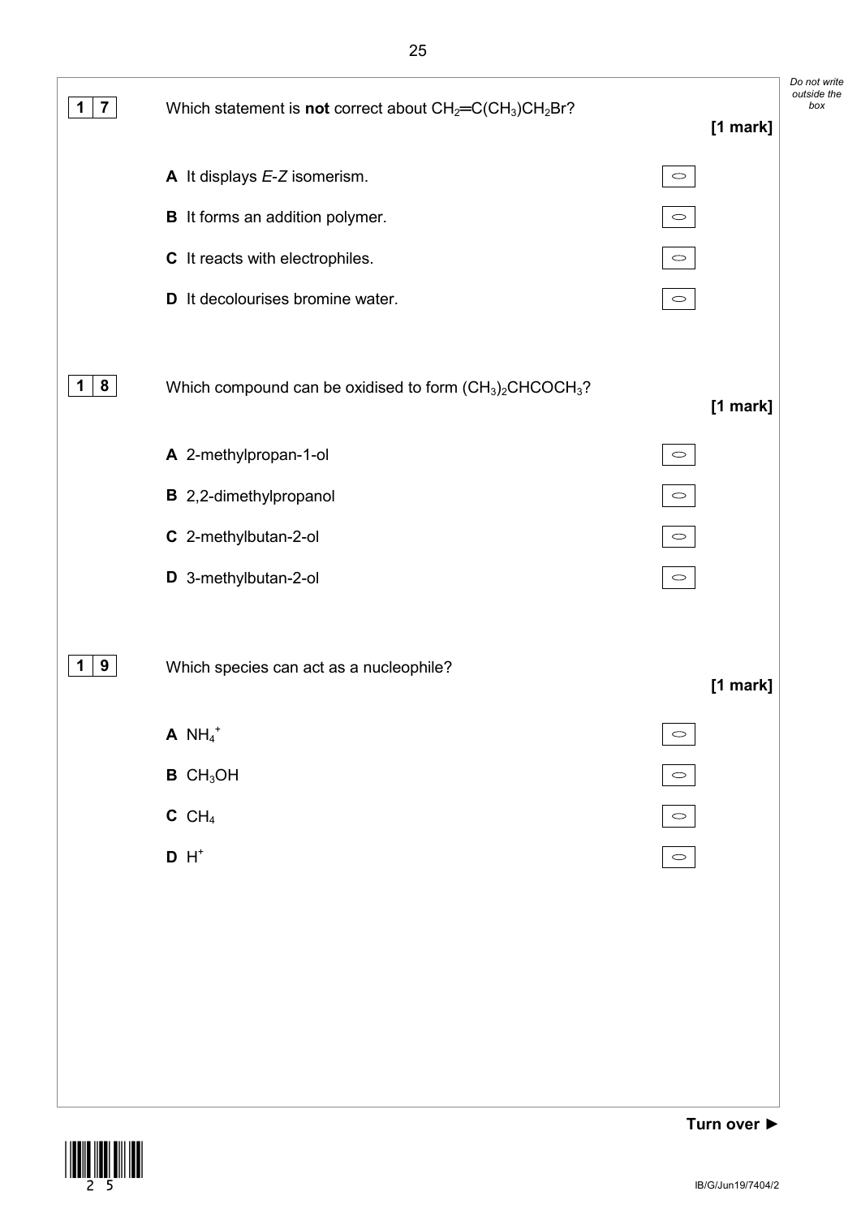**1 7** Which statement is **not** correct about $CH_2{=}C(CH_3)CH_2Br$?

**[1 mark]**

**A** It displays *E-Z* isomerism.

**B** It forms an addition polymer.

**C** It reacts with electrophiles.

**D** It decolourises bromine water.

**1 8** Which compound can be oxidised to form $(CH_3)_2CHCOCH_3$?

**[1 mark]**

**A** 2-methylpropan-1-ol

**B** 2,2-dimethylpropanol

**C** 2-methylbutan-2-ol

**D** 3-methylbutan-2-ol

**1 9** Which species can act as a nucleophile?

**[1 mark]**

**A** $NH_4^+$

**B** $CH_3OH$

**C** $CH_4$

**D** $H^+$

**Turn over ►**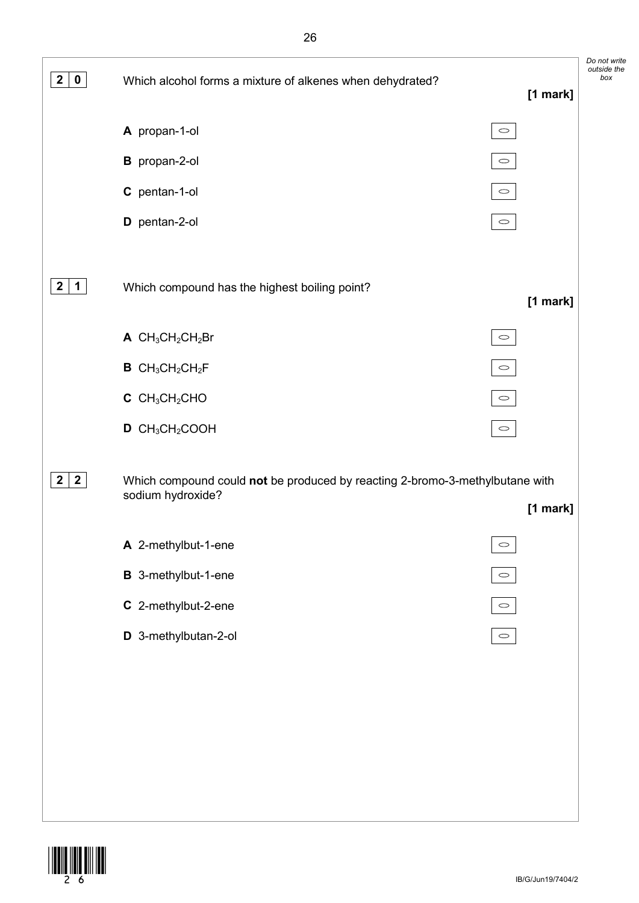**2 0** Which alcohol forms a mixture of alkenes when dehydrated?

**[1 mark]**

**A** propan-1-ol

**B** propan-2-ol

**C** pentan-1-ol

**D** pentan-2-ol

**2 1** Which compound has the highest boiling point?

**[1 mark]**

**A** $CH_3CH_2CH_2Br$

**B** $CH_3CH_2CH_2F$

**C** $CH_3CH_2CHO$

**D** $CH_3CH_2COOH$

**2 2** Which compound could **not** be produced by reacting 2-bromo-3-methylbutane with sodium hydroxide?

**[1 mark]**

**A** 2-methylbut-1-ene

**B** 3-methylbut-1-ene

**C** 2-methylbut-2-ene

**D** 3-methylbutan-2-ol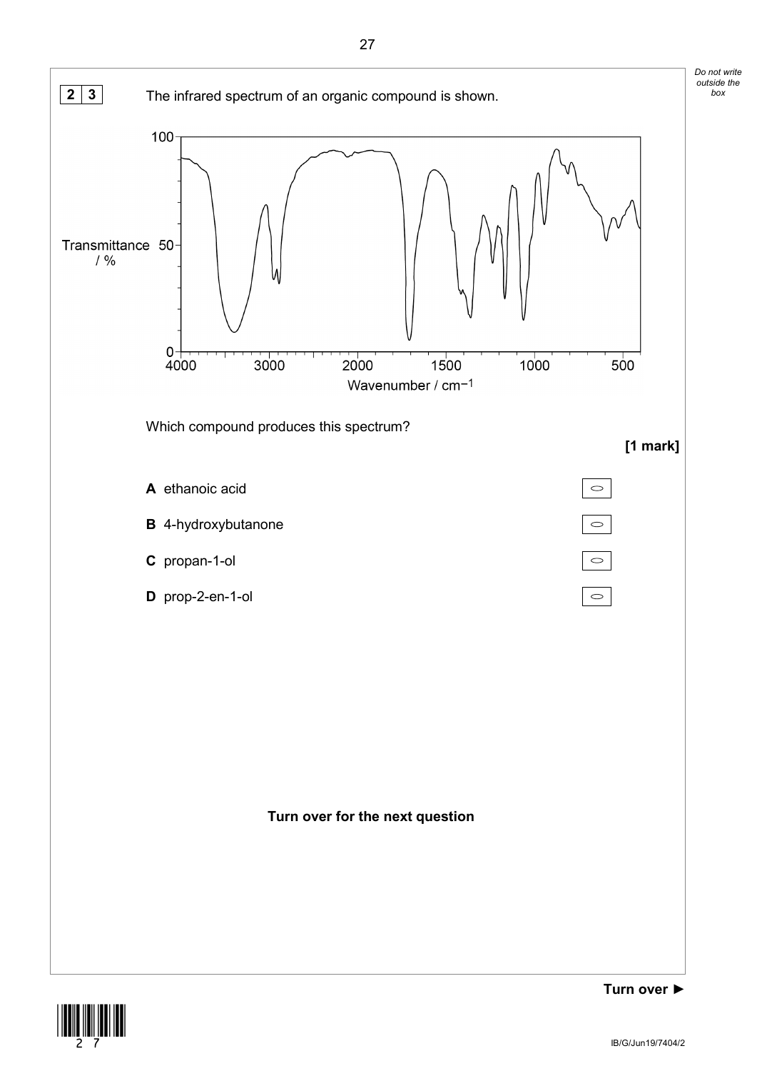**2 3** The infrared spectrum of an organic compound is shown.

Which compound produces this spectrum?

**[1 mark]**

**A** ethanoic acid

**B** 4-hydroxybutanone

**C** propan-1-ol

**D** prop-2-en-1-ol

**Turn over for the next question**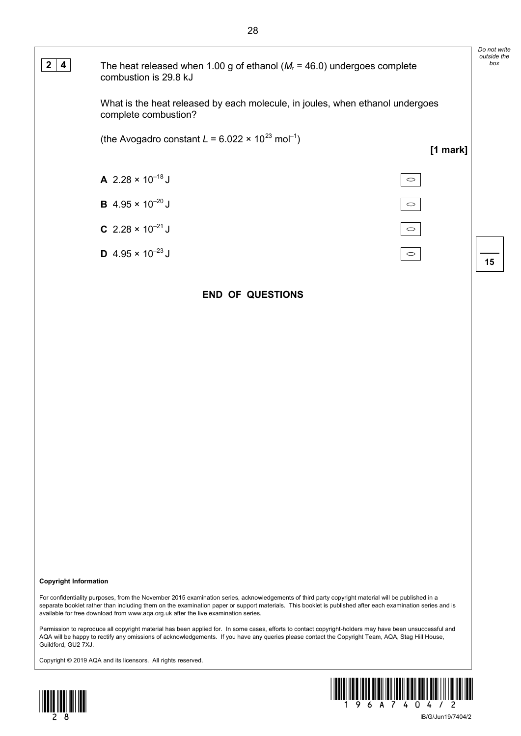**2 4** The heat released when 1.00 g of ethanol ($M_r$ = 46.0) undergoes complete combustion is 29.8 kJ

What is the heat released by each molecule, in joules, when ethanol undergoes complete combustion?

(the Avogadro constant $L = 6.022 \times 10^{23}$ mol$^{-1}$)

**[1 mark]**

**A** $2.28 \times 10^{-18}$ J

**B** $4.95 \times 10^{-20}$ J

**C** $2.28 \times 10^{-21}$ J

**D** $4.95 \times 10^{-23}$ J

**END OF QUESTIONS**

**Copyright Information**

For confidentiality purposes, from the November 2015 examination series, acknowledgements of third party copyright material will be published in a separate booklet rather than including them on the examination paper or support materials. This booklet is published after each examination series and is available for free download from www.aqa.org.uk after the live examination series.

Permission to reproduce all copyright material has been applied for. In some cases, efforts to contact copyright-holders may have been unsuccessful and AQA will be happy to rectify any omissions of acknowledgements. If you have any queries please contact the Copyright Team, AQA, Stag Hill House, Guildford, GU2 7XJ.

Copyright © 2019 AQA and its licensors. All rights reserved.